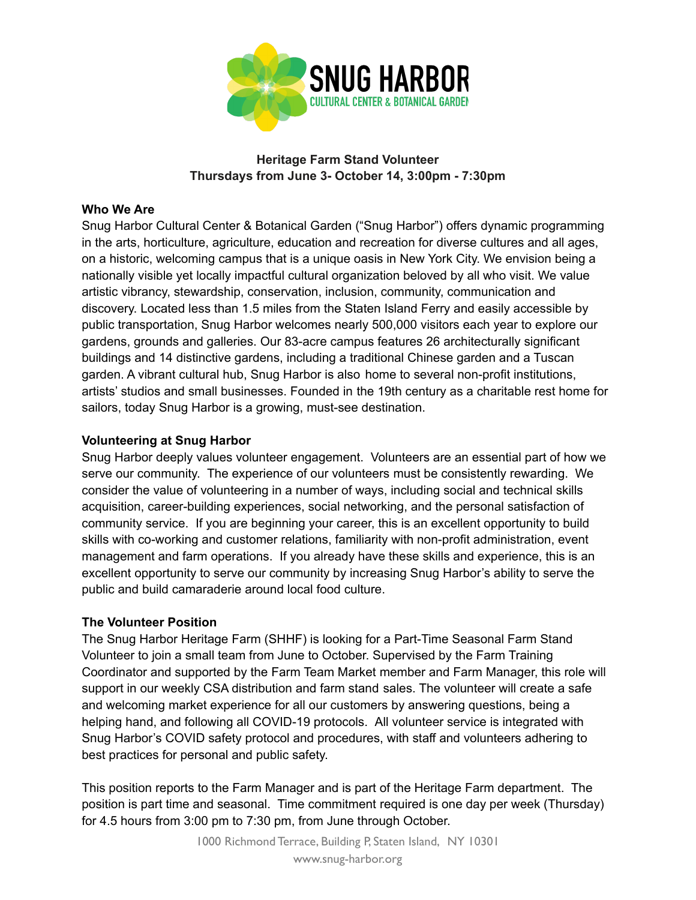# Heritage Farm Stand Volunteer

**Thursdays from June 3- October 14, 3:00pm - 7:30pm**

**Who We Are**

Snug Harbor Cultural Center & Botanical Garden ("Snug Harbor") offers dynamic programming in the arts, horticulture, agriculture, education and recreation for diverse cultures and all ages, on a historic, welcoming campus that is a unique oasis in New York City. We envision being a nationally visible yet locally impactful cultural organization beloved by all who visit. We value artistic vibrancy, stewardship, conservation, inclusion, community, communication and discovery. Located less than 1.5 miles from the Staten Island Ferry and easily accessible by public transportation, Snug Harbor welcomes nearly 500,000 visitors each year to explore our gardens, grounds and galleries. Our 83-acre campus features 26 architecturally significant buildings and 14 distinctive gardens, including a traditional Chinese garden and a Tuscan garden. A vibrant cultural hub, Snug Harbor is also home to several non-profit institutions, artists' studios and small businesses. Founded in the 19th century as a charitable rest home for sailors, today Snug Harbor is a growing, must-see destination.

**Volunteering at Snug Harbor**

Snug Harbor deeply values volunteer engagement. Volunteers are an essential part of how we serve our community. The experience of our volunteers must be consistently rewarding. We consider the value of volunteering in a number of ways, including social and technical skills acquisition, career-building experiences, social networking, and the personal satisfaction of community service. If you are beginning your career, this is an excellent opportunity to build skills with co-working and customer relations, familiarity with non-profit administration, event management and farm operations. If you already have these skills and experience, this is an excellent opportunity to serve our community by increasing Snug Harbor's ability to serve the public and build camaraderie around local food culture.

**The Volunteer Position**

The Snug Harbor Heritage Farm (SHHF) is looking for a Part-Time Seasonal Farm Stand Volunteer to join a small team from June to October. Supervised by the Farm Training Coordinator and supported by the Farm Team Market member and Farm Manager, this role will support in our weekly CSA distribution and farm stand sales. The volunteer will create a safe and welcoming market experience for all our customers by answering questions, being a helping hand, and following all COVID-19 protocols. All volunteer service is integrated with Snug Harbor's COVID safety protocol and procedures, with staff and volunteers adhering to best practices for personal and public safety.

This position reports to the Farm Manager and is part of the Heritage Farm department. The position is part time and seasonal. Time commitment required is one day per week (Thursday) for 4.5 hours from 3:00 pm to 7:30 pm, from June through October.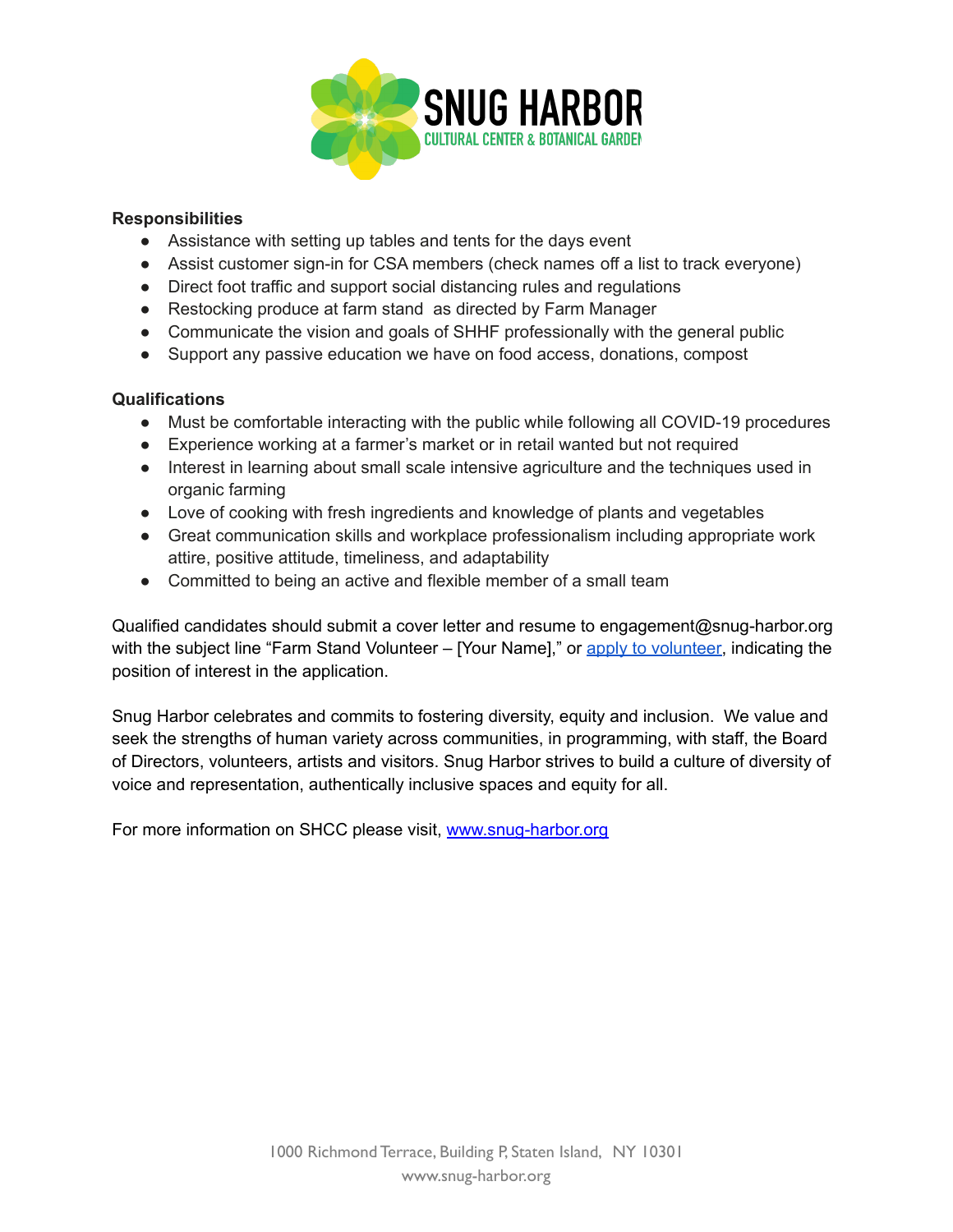**Responsibilities**

- Assistance with setting up tables and tents for the days event
- Assist customer sign-in for CSA members (check names off a list to track everyone)
- Direct foot traffic and support social distancing rules and regulations
- Restocking produce at farm stand as directed by Farm Manager
- Communicate the vision and goals of SHHF professionally with the general public
- Support any passive education we have on food access, donations, compost

**Qualifications**

- Must be comfortable interacting with the public while following all COVID-19 procedures
- Experience working at a farmer's market or in retail wanted but not required
- Interest in learning about small scale intensive agriculture and the techniques used in organic farming
- Love of cooking with fresh ingredients and knowledge of plants and vegetables
- Great communication skills and workplace professionalism including appropriate work attire, positive attitude, timeliness, and adaptability
- Committed to being an active and flexible member of a small team

Qualified candidates should submit a cover letter and resume to engagement@snug-harbor.org with the subject line "Farm Stand Volunteer – [Your Name]," or apply to volunteer, indicating the position of interest in the application.

Snug Harbor celebrates and commits to fostering diversity, equity and inclusion. We value and seek the strengths of human variety across communities, in programming, with staff, the Board of Directors, volunteers, artists and visitors. Snug Harbor strives to build a culture of diversity of voice and representation, authentically inclusive spaces and equity for all.

For more information on SHCC please visit, www.snug-harbor.org